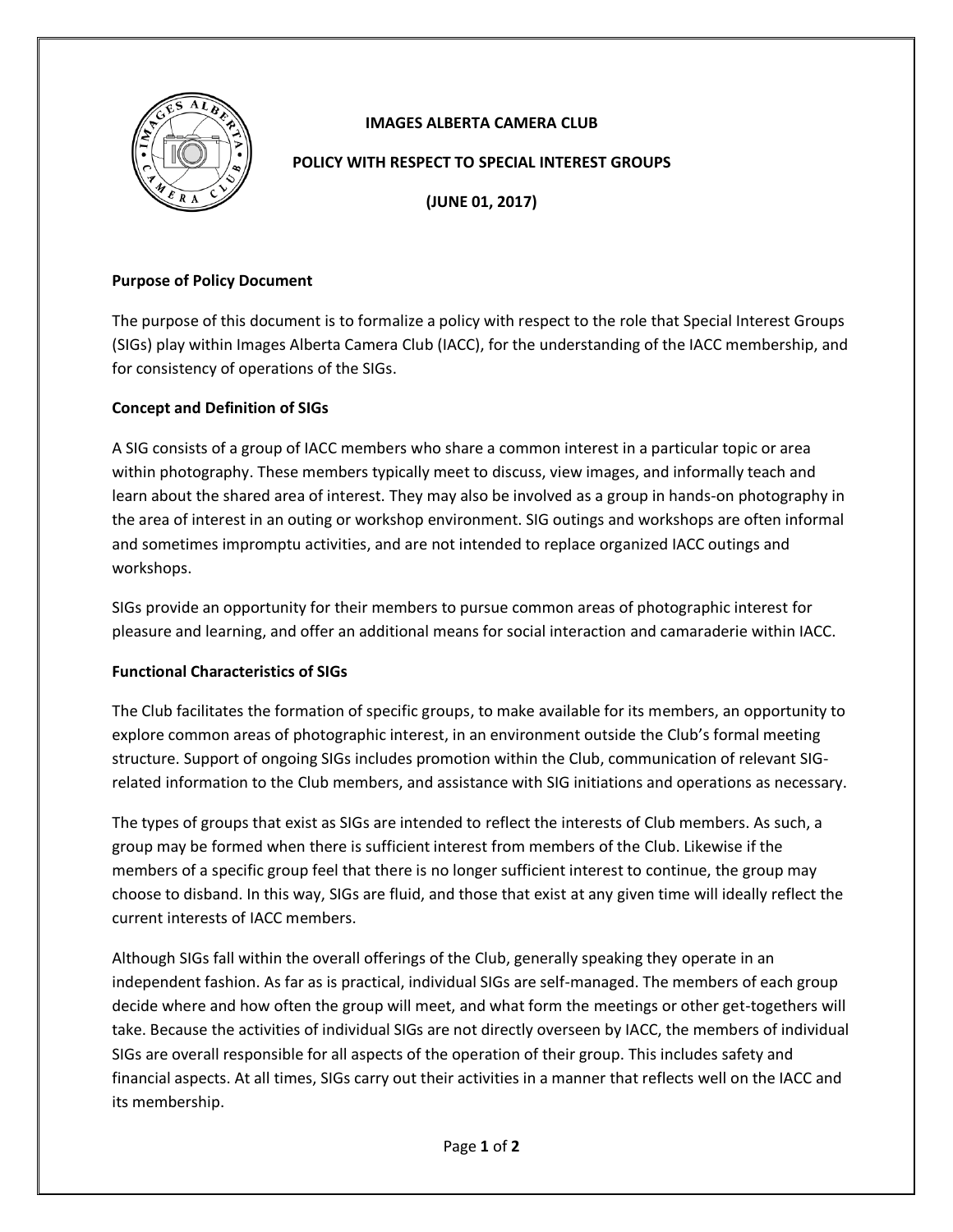# IMAGES ALBERTA CAMERA CLUB

## POLICY WITH RESPECT TO SPECIAL INTEREST GROUPS

**(JUNE 01, 2017)**

**Purpose of Policy Document**

The purpose of this document is to formalize a policy with respect to the role that Special Interest Groups (SIGs) play within Images Alberta Camera Club (IACC), for the understanding of the IACC membership, and for consistency of operations of the SIGs.

**Concept and Definition of SIGs**

A SIG consists of a group of IACC members who share a common interest in a particular topic or area within photography. These members typically meet to discuss, view images, and informally teach and learn about the shared area of interest. They may also be involved as a group in hands-on photography in the area of interest in an outing or workshop environment. SIG outings and workshops are often informal and sometimes impromptu activities, and are not intended to replace organized IACC outings and workshops.

SIGs provide an opportunity for their members to pursue common areas of photographic interest for pleasure and learning, and offer an additional means for social interaction and camaraderie within IACC.

**Functional Characteristics of SIGs**

The Club facilitates the formation of specific groups, to make available for its members, an opportunity to explore common areas of photographic interest, in an environment outside the Club's formal meeting structure. Support of ongoing SIGs includes promotion within the Club, communication of relevant SIG-related information to the Club members, and assistance with SIG initiations and operations as necessary.

The types of groups that exist as SIGs are intended to reflect the interests of Club members. As such, a group may be formed when there is sufficient interest from members of the Club. Likewise if the members of a specific group feel that there is no longer sufficient interest to continue, the group may choose to disband. In this way, SIGs are fluid, and those that exist at any given time will ideally reflect the current interests of IACC members.

Although SIGs fall within the overall offerings of the Club, generally speaking they operate in an independent fashion. As far as is practical, individual SIGs are self-managed. The members of each group decide where and how often the group will meet, and what form the meetings or other get-togethers will take. Because the activities of individual SIGs are not directly overseen by IACC, the members of individual SIGs are overall responsible for all aspects of the operation of their group. This includes safety and financial aspects. At all times, SIGs carry out their activities in a manner that reflects well on the IACC and its membership.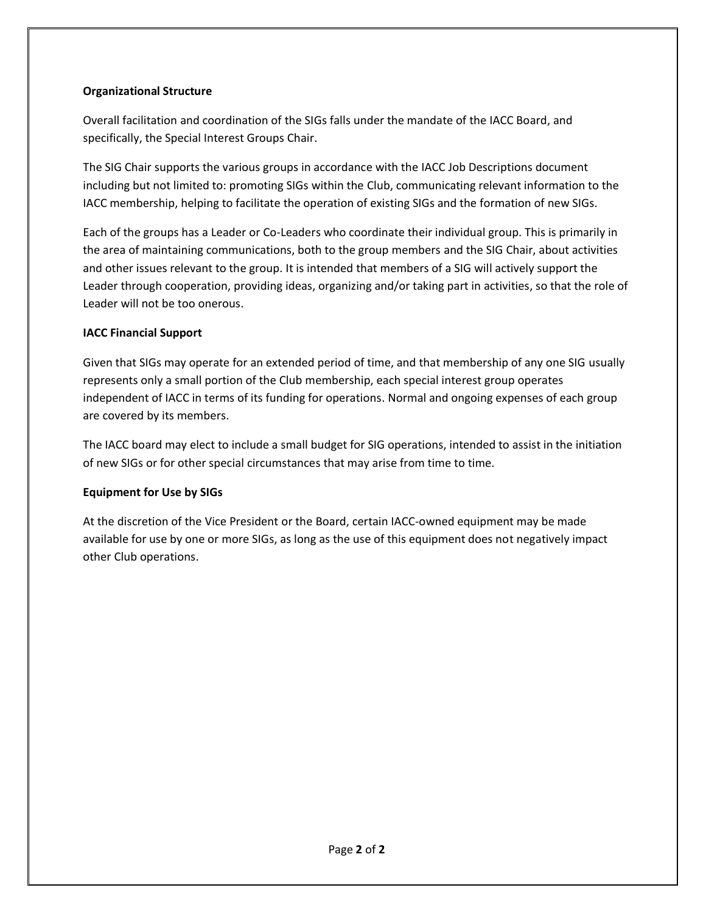**Organizational Structure**

Overall facilitation and coordination of the SIGs falls under the mandate of the IACC Board, and specifically, the Special Interest Groups Chair.

The SIG Chair supports the various groups in accordance with the IACC Job Descriptions document including but not limited to: promoting SIGs within the Club, communicating relevant information to the IACC membership, helping to facilitate the operation of existing SIGs and the formation of new SIGs.

Each of the groups has a Leader or Co-Leaders who coordinate their individual group. This is primarily in the area of maintaining communications, both to the group members and the SIG Chair, about activities and other issues relevant to the group. It is intended that members of a SIG will actively support the Leader through cooperation, providing ideas, organizing and/or taking part in activities, so that the role of Leader will not be too onerous.

**IACC Financial Support**

Given that SIGs may operate for an extended period of time, and that membership of any one SIG usually represents only a small portion of the Club membership, each special interest group operates independent of IACC in terms of its funding for operations. Normal and ongoing expenses of each group are covered by its members.

The IACC board may elect to include a small budget for SIG operations, intended to assist in the initiation of new SIGs or for other special circumstances that may arise from time to time.

**Equipment for Use by SIGs**

At the discretion of the Vice President or the Board, certain IACC-owned equipment may be made available for use by one or more SIGs, as long as the use of this equipment does not negatively impact other Club operations.